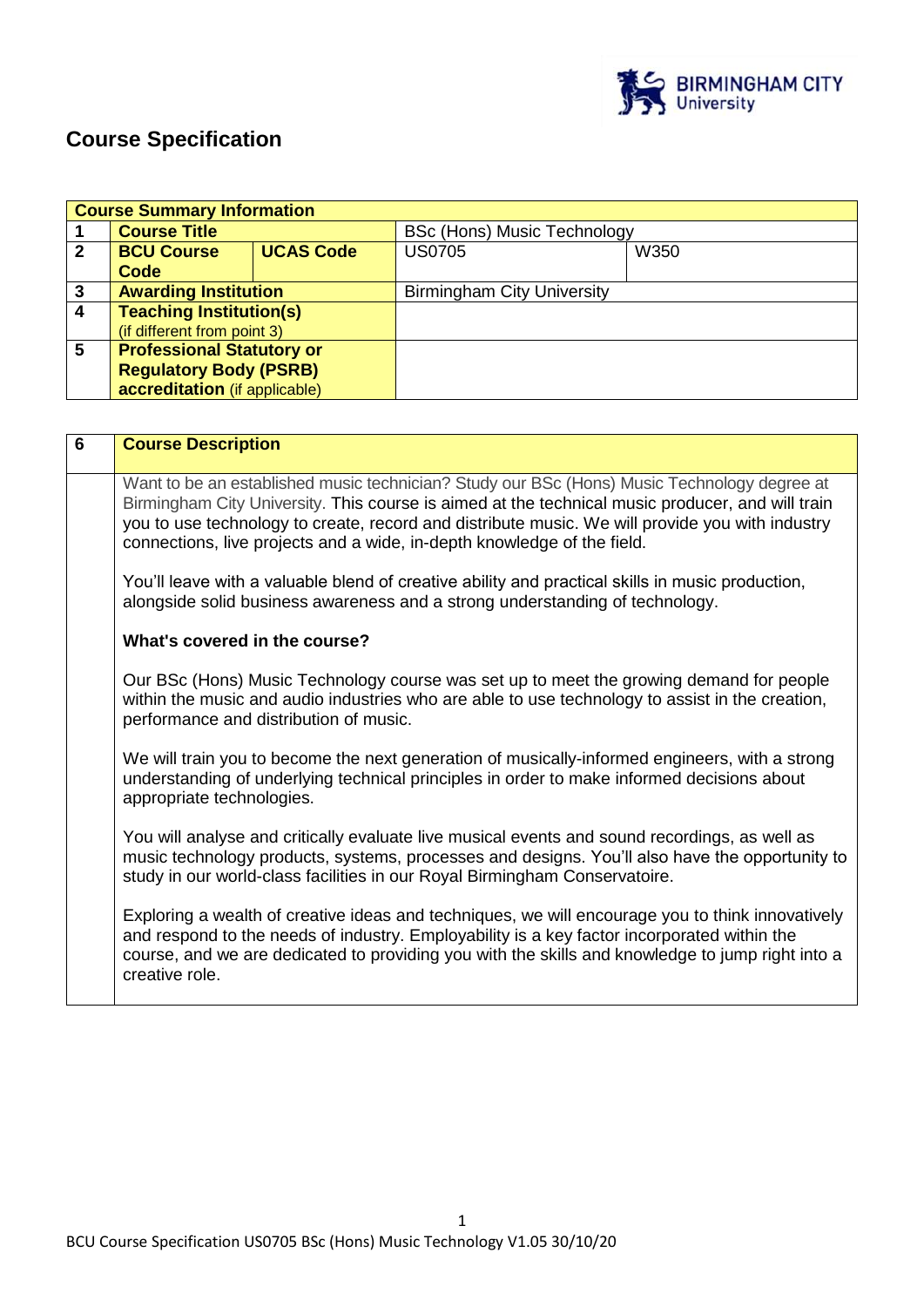# Course Specification

| Course Summary Information | | | | |
|---|---|---|---|---|
| 1 | **Course Title** | | BSc (Hons) Music Technology | |
| 2 | **BCU Course Code** | **UCAS Code** | US0705 | W350 |
| 3 | **Awarding Institution** | | Birmingham City University | |
| 4 | **Teaching Institution(s)** (if different from point 3) | | | |
| 5 | **Professional Statutory or Regulatory Body (PSRB) accreditation** (if applicable) | | | |

| 6 | **Course Description** |
|---|---|
| | Want to be an established music technician? Study our BSc (Hons) Music Technology degree at Birmingham City University. This course is aimed at the technical music producer, and will train you to use technology to create, record and distribute music. We will provide you with industry connections, live projects and a wide, in-depth knowledge of the field.<br><br>You'll leave with a valuable blend of creative ability and practical skills in music production, alongside solid business awareness and a strong understanding of technology.<br><br>**What's covered in the course?**<br><br>Our BSc (Hons) Music Technology course was set up to meet the growing demand for people within the music and audio industries who are able to use technology to assist in the creation, performance and distribution of music.<br><br>We will train you to become the next generation of musically-informed engineers, with a strong understanding of underlying technical principles in order to make informed decisions about appropriate technologies.<br><br>You will analyse and critically evaluate live musical events and sound recordings, as well as music technology products, systems, processes and designs. You'll also have the opportunity to study in our world-class facilities in our Royal Birmingham Conservatoire.<br><br>Exploring a wealth of creative ideas and techniques, we will encourage you to think innovatively and respond to the needs of industry. Employability is a key factor incorporated within the course, and we are dedicated to providing you with the skills and knowledge to jump right into a creative role. |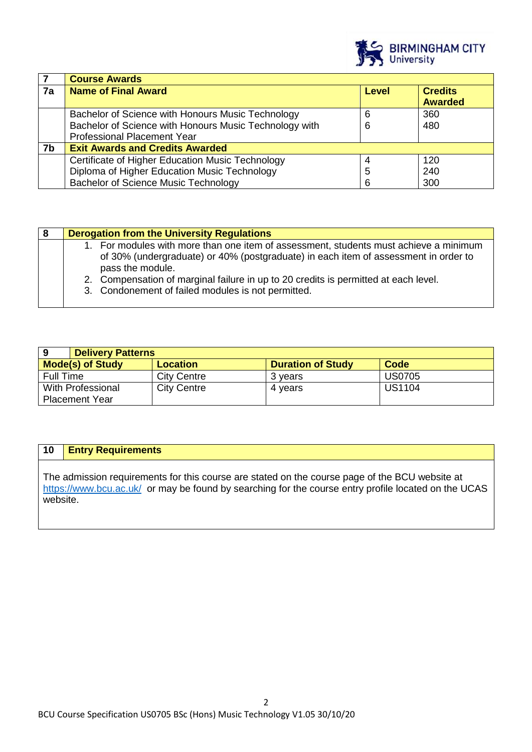| 7 | Course Awards | | |
|---|---|---|---|
| **7a** | **Name of Final Award** | **Level** | **Credits Awarded** |
| | Bachelor of Science with Honours Music Technology | 6 | 360 |
| | Bachelor of Science with Honours Music Technology with Professional Placement Year | 6 | 480 |
| **7b** | **Exit Awards and Credits Awarded** | | |
| | Certificate of Higher Education Music Technology | 4 | 120 |
| | Diploma of Higher Education Music Technology | 5 | 240 |
| | Bachelor of Science Music Technology | 6 | 300 |

| 8 | Derogation from the University Regulations |
|---|---|
| | 1. For modules with more than one item of assessment, students must achieve a minimum of 30% (undergraduate) or 40% (postgraduate) in each item of assessment in order to pass the module.<br>2. Compensation of marginal failure in up to 20 credits is permitted at each level.<br>3. Condonement of failed modules is not permitted. |

| 9 Delivery Patterns | | | |
|---|---|---|---|
| **Mode(s) of Study** | **Location** | **Duration of Study** | **Code** |
| Full Time | City Centre | 3 years | US0705 |
| With Professional Placement Year | City Centre | 4 years | US1104 |

| 10 | Entry Requirements |
|---|---|

The admission requirements for this course are stated on the course page of the BCU website at https://www.bcu.ac.uk/ or may be found by searching for the course entry profile located on the UCAS website.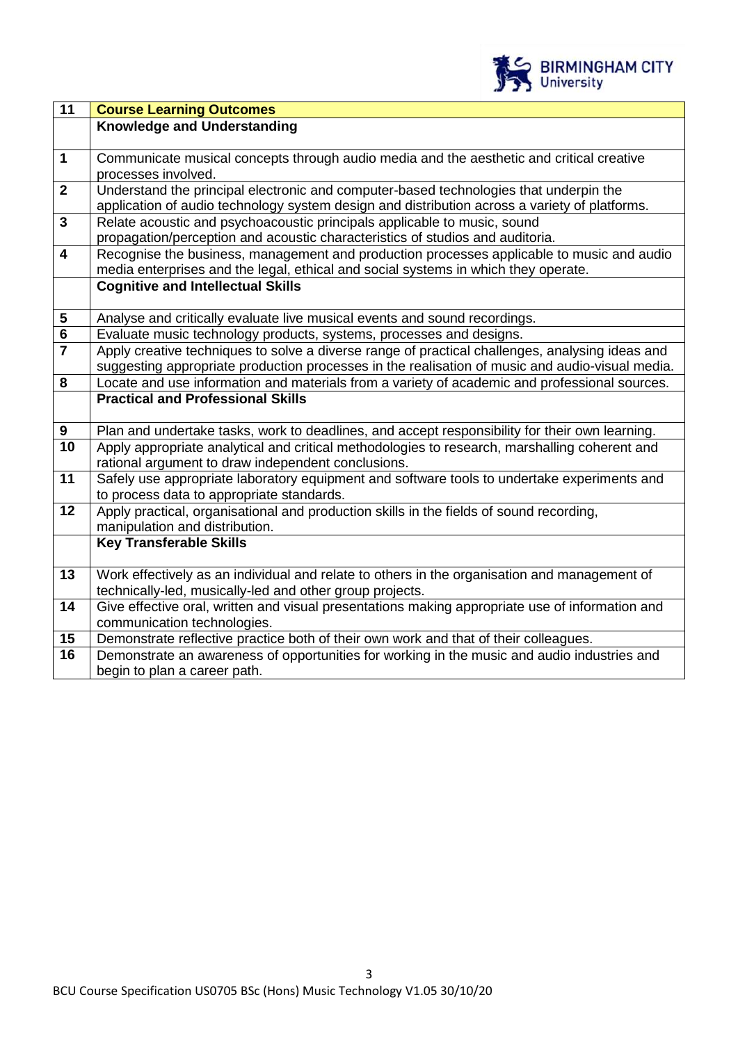| 11 | **Course Learning Outcomes** |
|---|---|
| | **Knowledge and Understanding** |
| 1 | Communicate musical concepts through audio media and the aesthetic and critical creative processes involved. |
| 2 | Understand the principal electronic and computer-based technologies that underpin the application of audio technology system design and distribution across a variety of platforms. |
| 3 | Relate acoustic and psychoacoustic principals applicable to music, sound propagation/perception and acoustic characteristics of studios and auditoria. |
| 4 | Recognise the business, management and production processes applicable to music and audio media enterprises and the legal, ethical and social systems in which they operate. |
| | **Cognitive and Intellectual Skills** |
| 5 | Analyse and critically evaluate live musical events and sound recordings. |
| 6 | Evaluate music technology products, systems, processes and designs. |
| 7 | Apply creative techniques to solve a diverse range of practical challenges, analysing ideas and suggesting appropriate production processes in the realisation of music and audio-visual media. |
| 8 | Locate and use information and materials from a variety of academic and professional sources. |
| | **Practical and Professional Skills** |
| 9 | Plan and undertake tasks, work to deadlines, and accept responsibility for their own learning. |
| 10 | Apply appropriate analytical and critical methodologies to research, marshalling coherent and rational argument to draw independent conclusions. |
| 11 | Safely use appropriate laboratory equipment and software tools to undertake experiments and to process data to appropriate standards. |
| 12 | Apply practical, organisational and production skills in the fields of sound recording, manipulation and distribution. |
| | **Key Transferable Skills** |
| 13 | Work effectively as an individual and relate to others in the organisation and management of technically-led, musically-led and other group projects. |
| 14 | Give effective oral, written and visual presentations making appropriate use of information and communication technologies. |
| 15 | Demonstrate reflective practice both of their own work and that of their colleagues. |
| 16 | Demonstrate an awareness of opportunities for working in the music and audio industries and begin to plan a career path. |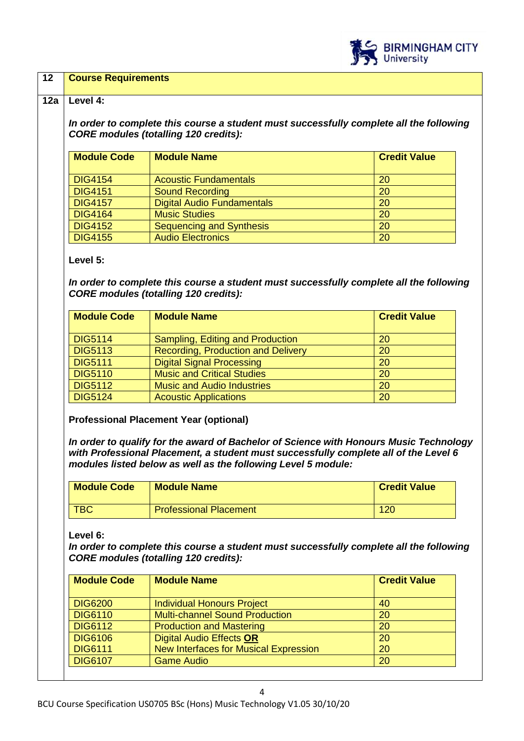## 12 Course Requirements

### 12a Level 4:

***In order to complete this course a student must successfully complete all the following CORE modules (totalling 120 credits):***

| Module Code | Module Name | Credit Value |
|---|---|---|
| DIG4154 | Acoustic Fundamentals | 20 |
| DIG4151 | Sound Recording | 20 |
| DIG4157 | Digital Audio Fundamentals | 20 |
| DIG4164 | Music Studies | 20 |
| DIG4152 | Sequencing and Synthesis | 20 |
| DIG4155 | Audio Electronics | 20 |

**Level 5:**

***In order to complete this course a student must successfully complete all the following CORE modules (totalling 120 credits):***

| Module Code | Module Name | Credit Value |
|---|---|---|
| DIG5114 | Sampling, Editing and Production | 20 |
| DIG5113 | Recording, Production and Delivery | 20 |
| DIG5111 | Digital Signal Processing | 20 |
| DIG5110 | Music and Critical Studies | 20 |
| DIG5112 | Music and Audio Industries | 20 |
| DIG5124 | Acoustic Applications | 20 |

**Professional Placement Year (optional)**

***In order to qualify for the award of Bachelor of Science with Honours Music Technology with Professional Placement, a student must successfully complete all of the Level 6 modules listed below as well as the following Level 5 module:***

| Module Code | Module Name | Credit Value |
|---|---|---|
| TBC | Professional Placement | 120 |

**Level 6:**

***In order to complete this course a student must successfully complete all the following CORE modules (totalling 120 credits):***

| Module Code | Module Name | Credit Value |
|---|---|---|
| DIG6200 | Individual Honours Project | 40 |
| DIG6110 | Multi-channel Sound Production | 20 |
| DIG6112 | Production and Mastering | 20 |
| DIG6106 | Digital Audio Effects **OR** | 20 |
| DIG6111 | New Interfaces for Musical Expression | 20 |
| DIG6107 | Game Audio | 20 |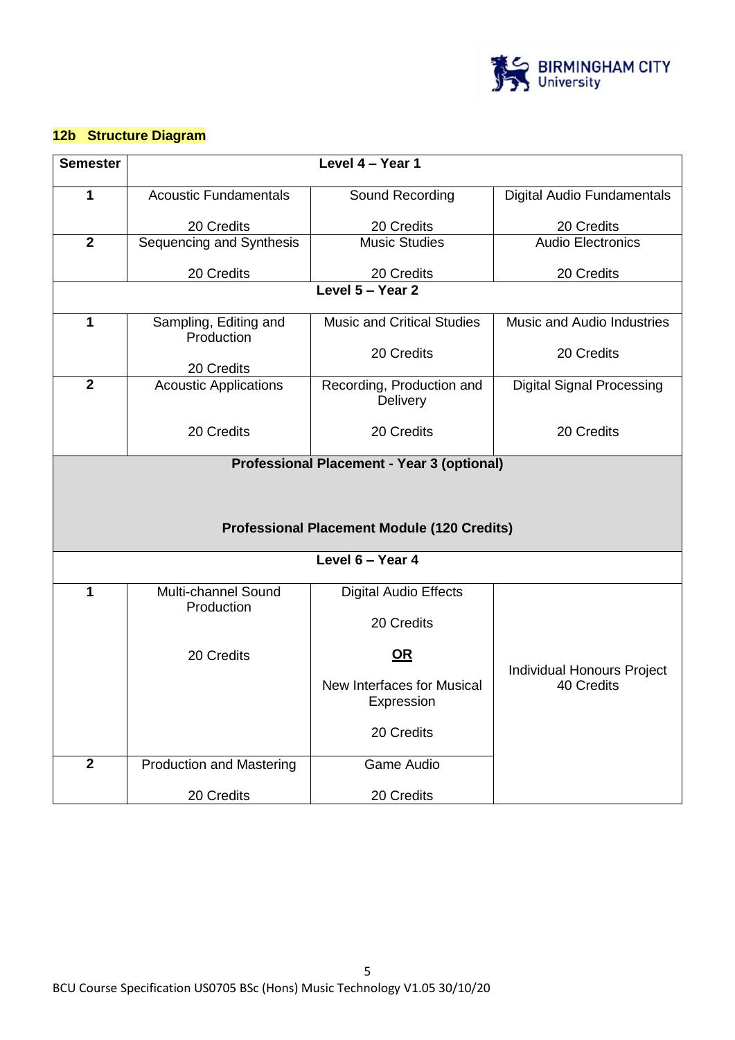## 12b Structure Diagram

| Semester | Level 4 – Year 1 | | |
|---|---|---|---|
| 1 | Acoustic Fundamentals<br><br>20 Credits | Sound Recording<br><br>20 Credits | Digital Audio Fundamentals<br><br>20 Credits |
| 2 | Sequencing and Synthesis<br><br>20 Credits | Music Studies<br><br>20 Credits | Audio Electronics<br><br>20 Credits |
| | **Level 5 – Year 2** | | |
| 1 | Sampling, Editing and Production<br><br>20 Credits | Music and Critical Studies<br><br>20 Credits | Music and Audio Industries<br><br>20 Credits |
| 2 | Acoustic Applications<br><br>20 Credits | Recording, Production and Delivery<br><br>20 Credits | Digital Signal Processing<br><br>20 Credits |
| | **Professional Placement - Year 3 (optional)**<br><br>**Professional Placement Module (120 Credits)** | | |
| | **Level 6 – Year 4** | | |
| 1 | Multi-channel Sound Production<br><br>20 Credits | Digital Audio Effects<br><br>20 Credits<br><br>**OR**<br><br>New Interfaces for Musical Expression<br><br>20 Credits | Individual Honours Project<br>40 Credits |
| 2 | Production and Mastering<br><br>20 Credits | Game Audio<br><br>20 Credits | |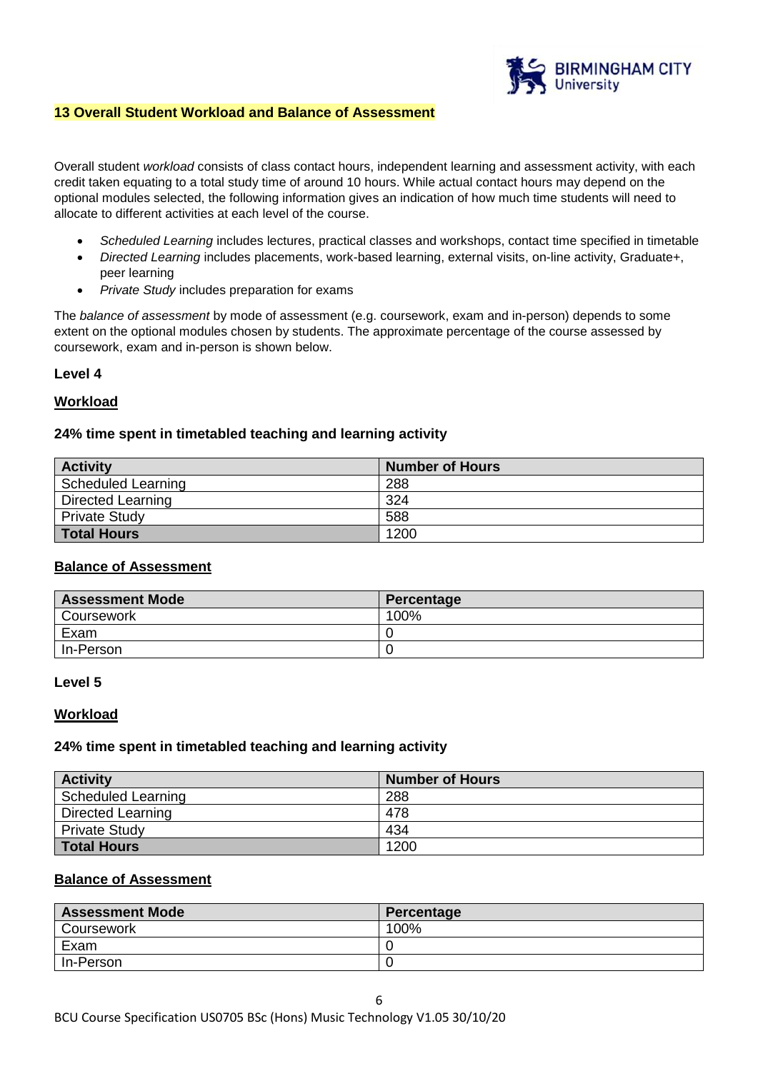## 13 Overall Student Workload and Balance of Assessment

Overall student *workload* consists of class contact hours, independent learning and assessment activity, with each credit taken equating to a total study time of around 10 hours. While actual contact hours may depend on the optional modules selected, the following information gives an indication of how much time students will need to allocate to different activities at each level of the course.

- *Scheduled Learning* includes lectures, practical classes and workshops, contact time specified in timetable
- *Directed Learning* includes placements, work-based learning, external visits, on-line activity, Graduate+, peer learning
- *Private Study* includes preparation for exams

The *balance of assessment* by mode of assessment (e.g. coursework, exam and in-person) depends to some extent on the optional modules chosen by students. The approximate percentage of the course assessed by coursework, exam and in-person is shown below.

**Level 4**

**Workload**

**24% time spent in timetabled teaching and learning activity**

| Activity | Number of Hours |
|---|---|
| Scheduled Learning | 288 |
| Directed Learning | 324 |
| Private Study | 588 |
| **Total Hours** | 1200 |

**Balance of Assessment**

| Assessment Mode | Percentage |
|---|---|
| Coursework | 100% |
| Exam | 0 |
| In-Person | 0 |

**Level 5**

**Workload**

**24% time spent in timetabled teaching and learning activity**

| Activity | Number of Hours |
|---|---|
| Scheduled Learning | 288 |
| Directed Learning | 478 |
| Private Study | 434 |
| **Total Hours** | 1200 |

**Balance of Assessment**

| Assessment Mode | Percentage |
|---|---|
| Coursework | 100% |
| Exam | 0 |
| In-Person | 0 |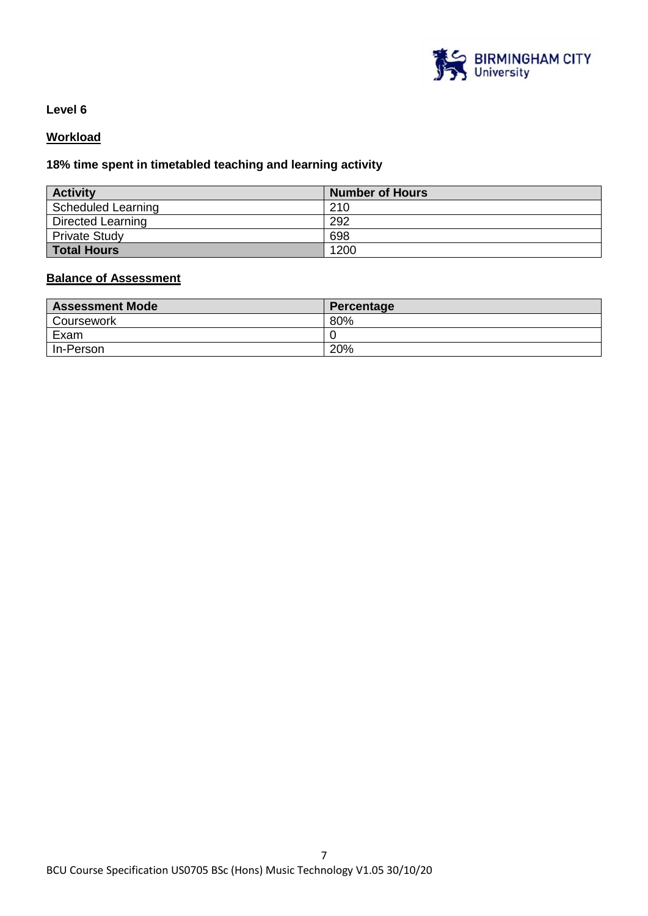**Level 6**

**Workload**

**18% time spent in timetabled teaching and learning activity**

| Activity | Number of Hours |
|---|---|
| Scheduled Learning | 210 |
| Directed Learning | 292 |
| Private Study | 698 |
| **Total Hours** | 1200 |

**Balance of Assessment**

| Assessment Mode | Percentage |
|---|---|
| Coursework | 80% |
| Exam | 0 |
| In-Person | 20% |